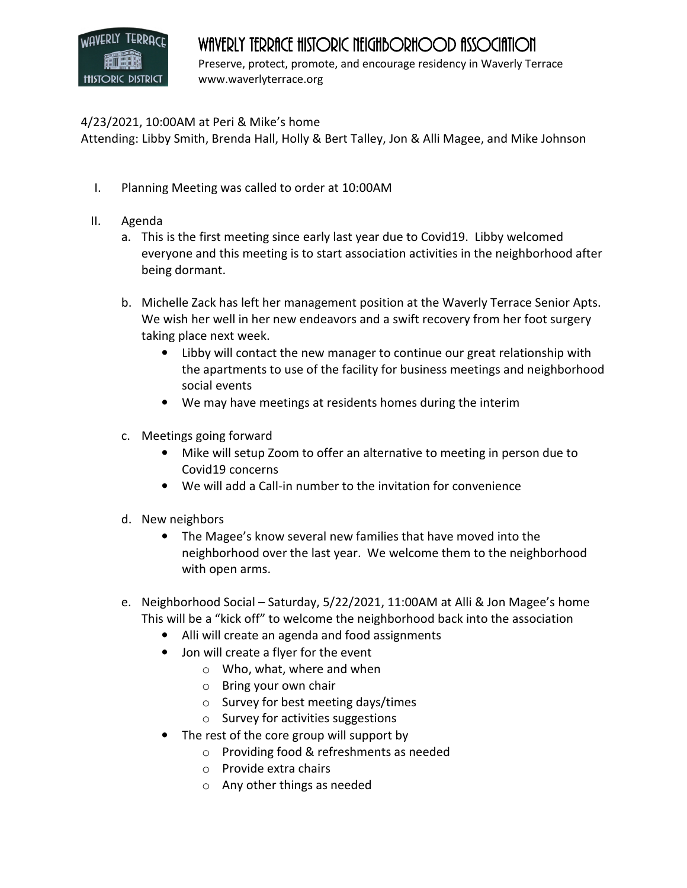# Waverly Terrace Historic Neighborhood Association

Preserve, protect, promote, and encourage residency in Waverly Terrace
www.waverlyterrace.org

4/23/2021, 10:00AM at Peri & Mike's home
Attending: Libby Smith, Brenda Hall, Holly & Bert Talley, Jon & Alli Magee, and Mike Johnson

I. Planning Meeting was called to order at 10:00AM

II. Agenda

   a. This is the first meeting since early last year due to Covid19. Libby welcomed everyone and this meeting is to start association activities in the neighborhood after being dormant.

   b. Michelle Zack has left her management position at the Waverly Terrace Senior Apts. We wish her well in her new endeavors and a swift recovery from her foot surgery taking place next week.
      - Libby will contact the new manager to continue our great relationship with the apartments to use of the facility for business meetings and neighborhood social events
      - We may have meetings at residents homes during the interim

   c. Meetings going forward
      - Mike will setup Zoom to offer an alternative to meeting in person due to Covid19 concerns
      - We will add a Call-in number to the invitation for convenience

   d. New neighbors
      - The Magee's know several new families that have moved into the neighborhood over the last year. We welcome them to the neighborhood with open arms.

   e. Neighborhood Social – Saturday, 5/22/2021, 11:00AM at Alli & Jon Magee's home
      This will be a "kick off" to welcome the neighborhood back into the association
      - Alli will create an agenda and food assignments
      - Jon will create a flyer for the event
         - Who, what, where and when
         - Bring your own chair
         - Survey for best meeting days/times
         - Survey for activities suggestions
      - The rest of the core group will support by
         - Providing food & refreshments as needed
         - Provide extra chairs
         - Any other things as needed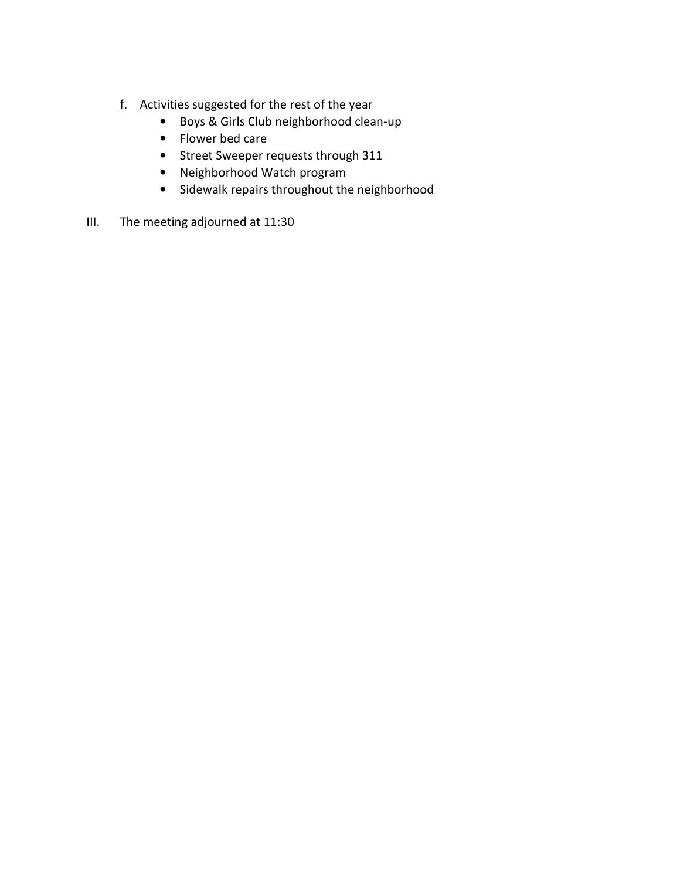f. Activities suggested for the rest of the year
   - Boys & Girls Club neighborhood clean-up
   - Flower bed care
   - Street Sweeper requests through 311
   - Neighborhood Watch program
   - Sidewalk repairs throughout the neighborhood

III. The meeting adjourned at 11:30